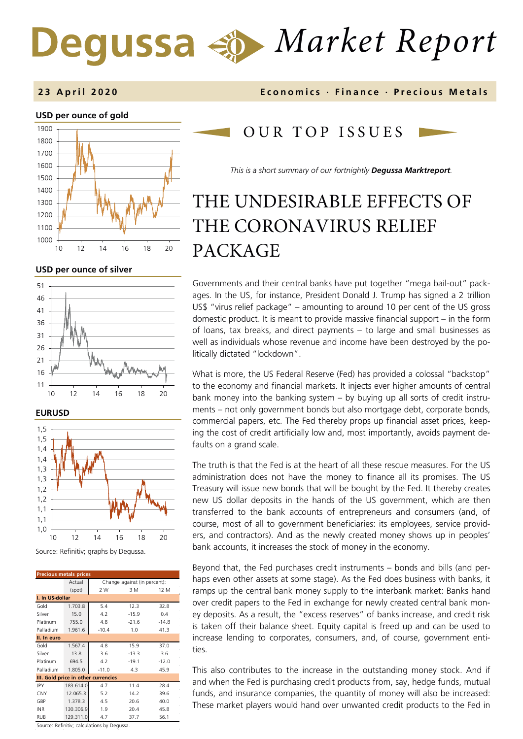# Degussa Market Report

**23 April 2020** **Economics · Finance · Precious Metals**

**USD per ounce of gold**

**USD per ounce of silver**

**EURUSD**

Source: Refinitiv; graphs by Degussa.

| Precious metals prices | Actual (spot) | Change against (in percent): | | |
|---|---|---|---|---|
| | | 2 W | 3 M | 12 M |
| **I. In US-dollar** | | | | |
| Gold | 1.703.8 | 5.4 | 12.3 | 32.8 |
| Silver | 15.0 | 4.2 | -15.9 | 0.4 |
| Platinum | 755.0 | 4.8 | -21.6 | -14.8 |
| Palladium | 1.961.6 | -10.4 | 1.0 | 41.3 |
| **II. In euro** | | | | |
| Gold | 1.567.4 | 4.8 | 15.9 | 37.0 |
| Silver | 13.8 | 3.6 | -13.3 | 3.6 |
| Platinum | 694.5 | 4.2 | -19.1 | -12.0 |
| Palladium | 1.805.0 | -11.0 | 4.3 | 45.9 |
| **III. Gold price in other currencies** | | | | |
| JPY | 183.614.0 | 4.7 | 11.4 | 28.4 |
| CNY | 12.065.3 | 5.2 | 14.2 | 39.6 |
| GBP | 1.378.3 | 4.5 | 20.6 | 40.0 |
| INR | 130.306.9 | 1.9 | 20.4 | 45.8 |
| RUB | 129.311.0 | 4.7 | 37.7 | 56.1 |

Source: Refinitiv; calculations by Degussa.

## OUR TOP ISSUES

*This is a short summary of our fortnightly* ***Degussa Marktreport****.*

# THE UNDESIRABLE EFFECTS OF THE CORONAVIRUS RELIEF PACKAGE

Governments and their central banks have put together "mega bail-out" packages. In the US, for instance, President Donald J. Trump has signed a 2 trillion US$ "virus relief package" – amounting to around 10 per cent of the US gross domestic product. It is meant to provide massive financial support – in the form of loans, tax breaks, and direct payments – to large and small businesses as well as individuals whose revenue and income have been destroyed by the politically dictated "lockdown".

What is more, the US Federal Reserve (Fed) has provided a colossal "backstop" to the economy and financial markets. It injects ever higher amounts of central bank money into the banking system – by buying up all sorts of credit instruments – not only government bonds but also mortgage debt, corporate bonds, commercial papers, etc. The Fed thereby props up financial asset prices, keeping the cost of credit artificially low and, most importantly, avoids payment defaults on a grand scale.

The truth is that the Fed is at the heart of all these rescue measures. For the US administration does not have the money to finance all its promises. The US Treasury will issue new bonds that will be bought by the Fed. It thereby creates new US dollar deposits in the hands of the US government, which are then transferred to the bank accounts of entrepreneurs and consumers (and, of course, most of all to government beneficiaries: its employees, service providers, and contractors). And as the newly created money shows up in peoples' bank accounts, it increases the stock of money in the economy.

Beyond that, the Fed purchases credit instruments – bonds and bills (and perhaps even other assets at some stage). As the Fed does business with banks, it ramps up the central bank money supply to the interbank market: Banks hand over credit papers to the Fed in exchange for newly created central bank money deposits. As a result, the "excess reserves" of banks increase, and credit risk is taken off their balance sheet. Equity capital is freed up and can be used to increase lending to corporates, consumers, and, of course, government entities.

This also contributes to the increase in the outstanding money stock. And if and when the Fed is purchasing credit products from, say, hedge funds, mutual funds, and insurance companies, the quantity of money will also be increased: These market players would hand over unwanted credit products to the Fed in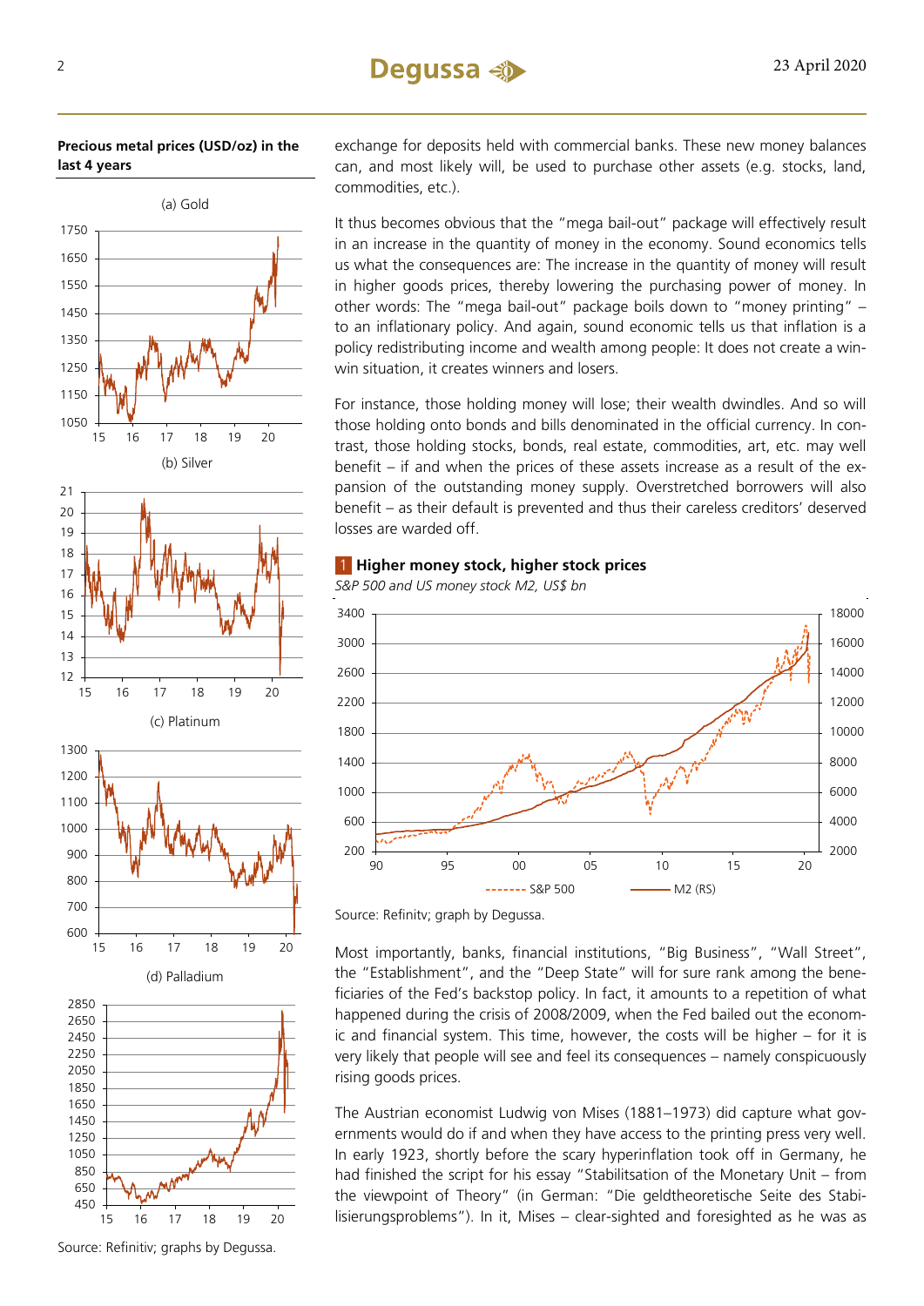**Precious metal prices (USD/oz) in the last 4 years**

(a) Gold

(b) Silver

(c) Platinum

(d) Palladium

Source: Refinitiv; graphs by Degussa.

exchange for deposits held with commercial banks. These new money balances can, and most likely will, be used to purchase other assets (e.g. stocks, land, commodities, etc.).

It thus becomes obvious that the "mega bail-out" package will effectively result in an increase in the quantity of money in the economy. Sound economics tells us what the consequences are: The increase in the quantity of money will result in higher goods prices, thereby lowering the purchasing power of money. In other words: The "mega bail-out" package boils down to "money printing" – to an inflationary policy. And again, sound economic tells us that inflation is a policy redistributing income and wealth among people: It does not create a win-win situation, it creates winners and losers.

For instance, those holding money will lose; their wealth dwindles. And so will those holding onto bonds and bills denominated in the official currency. In contrast, those holding stocks, bonds, real estate, commodities, art, etc. may well benefit – if and when the prices of these assets increase as a result of the expansion of the outstanding money supply. Overstretched borrowers will also benefit – as their default is prevented and thus their careless creditors' deserved losses are warded off.

**1 Higher money stock, higher stock prices**

*S&P 500 and US money stock M2, US$ bn*

Source: Refinitv; graph by Degussa.

Most importantly, banks, financial institutions, "Big Business", "Wall Street", the "Establishment", and the "Deep State" will for sure rank among the beneficiaries of the Fed's backstop policy. In fact, it amounts to a repetition of what happened during the crisis of 2008/2009, when the Fed bailed out the economic and financial system. This time, however, the costs will be higher – for it is very likely that people will see and feel its consequences – namely conspicuously rising goods prices.

The Austrian economist Ludwig von Mises (1881–1973) did capture what governments would do if and when they have access to the printing press very well. In early 1923, shortly before the scary hyperinflation took off in Germany, he had finished the script for his essay "Stabilitsation of the Monetary Unit – from the viewpoint of Theory" (in German: "Die geldtheoretische Seite des Stabilisierungsproblems"). In it, Mises – clear-sighted and foresighted as he was as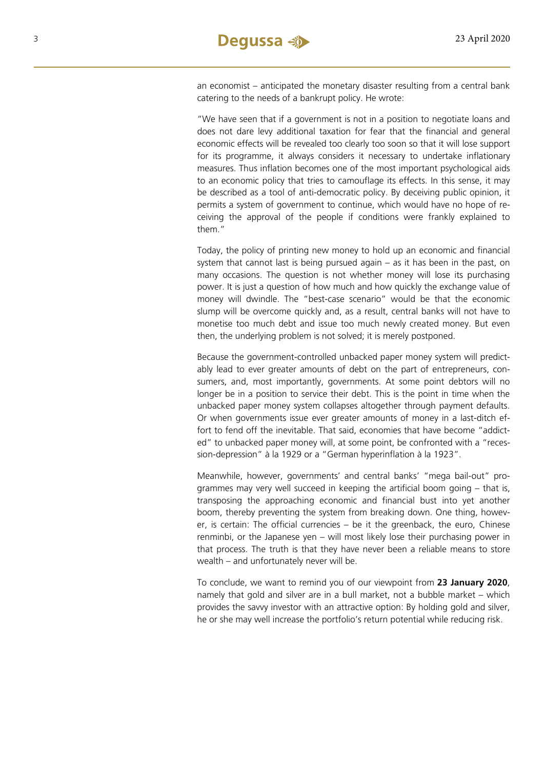an economist – anticipated the monetary disaster resulting from a central bank catering to the needs of a bankrupt policy. He wrote:

"We have seen that if a government is not in a position to negotiate loans and does not dare levy additional taxation for fear that the financial and general economic effects will be revealed too clearly too soon so that it will lose support for its programme, it always considers it necessary to undertake inflationary measures. Thus inflation becomes one of the most important psychological aids to an economic policy that tries to camouflage its effects. In this sense, it may be described as a tool of anti-democratic policy. By deceiving public opinion, it permits a system of government to continue, which would have no hope of receiving the approval of the people if conditions were frankly explained to them."

Today, the policy of printing new money to hold up an economic and financial system that cannot last is being pursued again – as it has been in the past, on many occasions. The question is not whether money will lose its purchasing power. It is just a question of how much and how quickly the exchange value of money will dwindle. The "best-case scenario" would be that the economic slump will be overcome quickly and, as a result, central banks will not have to monetise too much debt and issue too much newly created money. But even then, the underlying problem is not solved; it is merely postponed.

Because the government-controlled unbacked paper money system will predictably lead to ever greater amounts of debt on the part of entrepreneurs, consumers, and, most importantly, governments. At some point debtors will no longer be in a position to service their debt. This is the point in time when the unbacked paper money system collapses altogether through payment defaults. Or when governments issue ever greater amounts of money in a last-ditch effort to fend off the inevitable. That said, economies that have become "addicted" to unbacked paper money will, at some point, be confronted with a "recession-depression" à la 1929 or a "German hyperinflation à la 1923".

Meanwhile, however, governments' and central banks' "mega bail-out" programmes may very well succeed in keeping the artificial boom going – that is, transposing the approaching economic and financial bust into yet another boom, thereby preventing the system from breaking down. One thing, however, is certain: The official currencies – be it the greenback, the euro, Chinese renminbi, or the Japanese yen – will most likely lose their purchasing power in that process. The truth is that they have never been a reliable means to store wealth – and unfortunately never will be.

To conclude, we want to remind you of our viewpoint from **23 January 2020**, namely that gold and silver are in a bull market, not a bubble market – which provides the savvy investor with an attractive option: By holding gold and silver, he or she may well increase the portfolio's return potential while reducing risk.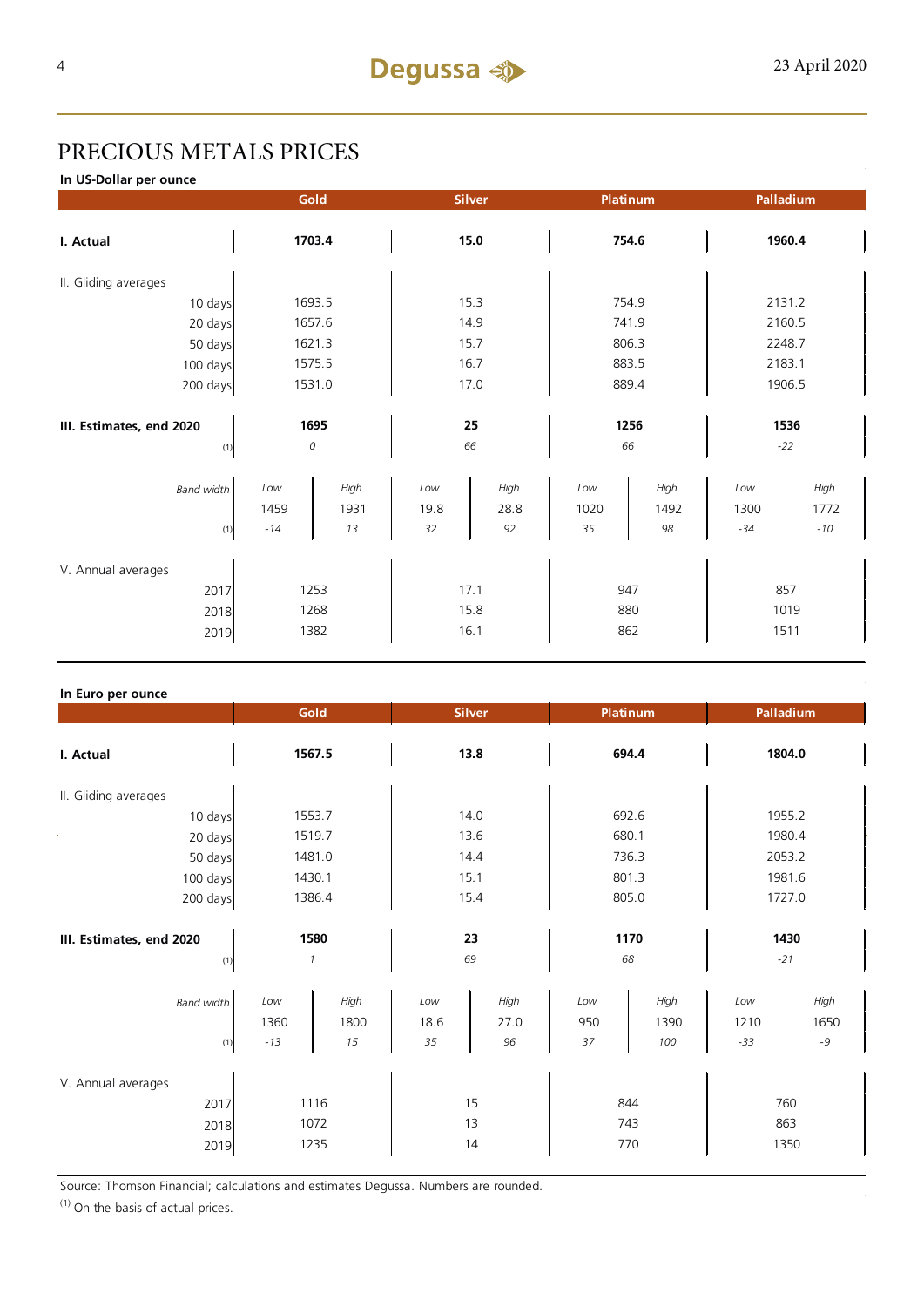# PRECIOUS METALS PRICES

**In US-Dollar per ounce**

| | Gold | | Silver | | Platinum | | Palladium | |
|---|---|---|---|---|---|---|---|---|
| **I. Actual** | **1703.4** | | **15.0** | | **754.6** | | **1960.4** | |
| II. Gliding averages | | | | | | | | |
| 10 days | 1693.5 | | 15.3 | | 754.9 | | 2131.2 | |
| 20 days | 1657.6 | | 14.9 | | 741.9 | | 2160.5 | |
| 50 days | 1621.3 | | 15.7 | | 806.3 | | 2248.7 | |
| 100 days | 1575.5 | | 16.7 | | 883.5 | | 2183.1 | |
| 200 days | 1531.0 | | 17.0 | | 889.4 | | 1906.5 | |
| **III. Estimates, end 2020** | **1695** | | **25** | | **1256** | | **1536** | |
| (1) | *0* | | *66* | | *66* | | *-22* | |
| *Band width* | *Low* | *High* | *Low* | *High* | *Low* | *High* | *Low* | *High* |
| | 1459 | 1931 | 19.8 | 28.8 | 1020 | 1492 | 1300 | 1772 |
| (1) | *-14* | *13* | *32* | *92* | *35* | *98* | *-34* | *-10* |
| V. Annual averages | | | | | | | | |
| 2017 | 1253 | | 17.1 | | 947 | | 857 | |
| 2018 | 1268 | | 15.8 | | 880 | | 1019 | |
| 2019 | 1382 | | 16.1 | | 862 | | 1511 | |

**In Euro per ounce**

| | Gold | | Silver | | Platinum | | Palladium | |
|---|---|---|---|---|---|---|---|---|
| **I. Actual** | **1567.5** | | **13.8** | | **694.4** | | **1804.0** | |
| II. Gliding averages | | | | | | | | |
| 10 days | 1553.7 | | 14.0 | | 692.6 | | 1955.2 | |
| 20 days | 1519.7 | | 13.6 | | 680.1 | | 1980.4 | |
| 50 days | 1481.0 | | 14.4 | | 736.3 | | 2053.2 | |
| 100 days | 1430.1 | | 15.1 | | 801.3 | | 1981.6 | |
| 200 days | 1386.4 | | 15.4 | | 805.0 | | 1727.0 | |
| **III. Estimates, end 2020** | **1580** | | **23** | | **1170** | | **1430** | |
| (1) | *1* | | *69* | | *68* | | *-21* | |
| *Band width* | *Low* | *High* | *Low* | *High* | *Low* | *High* | *Low* | *High* |
| | 1360 | 1800 | 18.6 | 27.0 | 950 | 1390 | 1210 | 1650 |
| (1) | *-13* | *15* | *35* | *96* | *37* | *100* | *-33* | *-9* |
| V. Annual averages | | | | | | | | |
| 2017 | 1116 | | 15 | | 844 | | 760 | |
| 2018 | 1072 | | 13 | | 743 | | 863 | |
| 2019 | 1235 | | 14 | | 770 | | 1350 | |

Source: Thomson Financial; calculations and estimates Degussa. Numbers are rounded.

(1) On the basis of actual prices.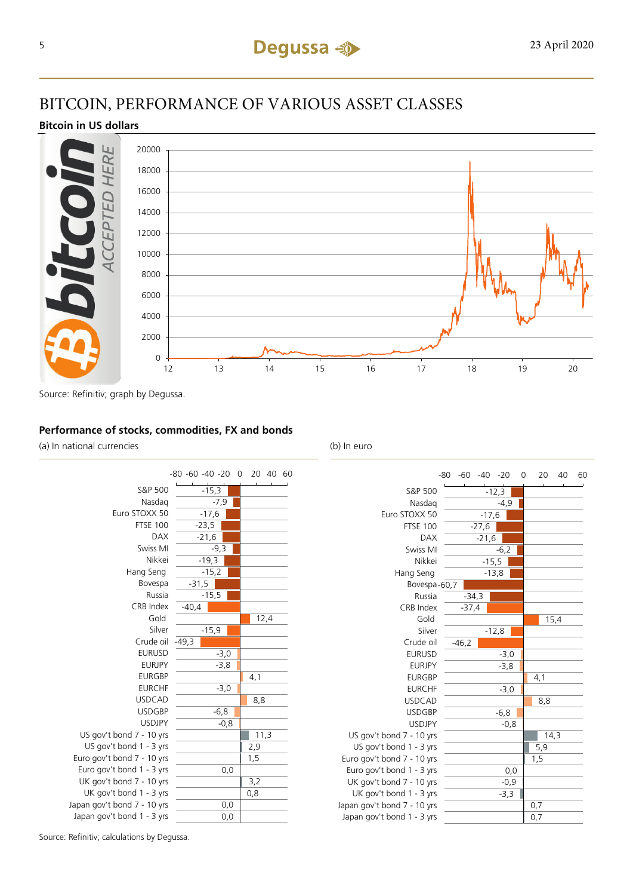# BITCOIN, PERFORMANCE OF VARIOUS ASSET CLASSES

**Bitcoin in US dollars**

Source: Refinitiv; graph by Degussa.

**Performance of stocks, commodities, FX and bonds**

| | (a) In national currencies | (b) In euro |
|---|---|---|
| S&P 500 | -15,3 | -12,3 |
| Nasdaq | -7,9 | -4,9 |
| Euro STOXX 50 | -17,6 | -17,6 |
| FTSE 100 | -23,5 | -27,6 |
| DAX | -21,6 | -21,6 |
| Swiss MI | -9,3 | -6,2 |
| Nikkei | -19,3 | -15,5 |
| Hang Seng | -15,2 | -13,8 |
| Bovespa | -31,5 | -60,7 |
| Russia | -15,5 | -34,3 |
| CRB Index | -40,4 | -37,4 |
| Gold | 12,4 | 15,4 |
| Silver | -15,9 | -12,8 |
| Crude oil | -49,3 | -46,2 |
| EURUSD | -3,0 | -3,0 |
| EURJPY | -3,8 | -3,8 |
| EURGBP | 4,1 | 4,1 |
| EURCHF | -3,0 | -3,0 |
| USDCAD | 8,8 | 8,8 |
| USDGBP | -6,8 | -6,8 |
| USDJPY | -0,8 | -0,8 |
| US gov't bond 7 - 10 yrs | 11,3 | 14,3 |
| US gov't bond 1 - 3 yrs | 2,9 | 5,9 |
| Euro gov't bond 7 - 10 yrs | 1,5 | 1,5 |
| Euro gov't bond 1 - 3 yrs | 0,0 | 0,0 |
| UK gov't bond 7 - 10 yrs | 3,2 | -0,9 |
| UK gov't bond 1 - 3 yrs | 0,8 | -3,3 |
| Japan gov't bond 7 - 10 yrs | 0,0 | 0,7 |
| Japan gov't bond 1 - 3 yrs | 0,0 | 0,7 |

Source: Refinitiv; calculations by Degussa.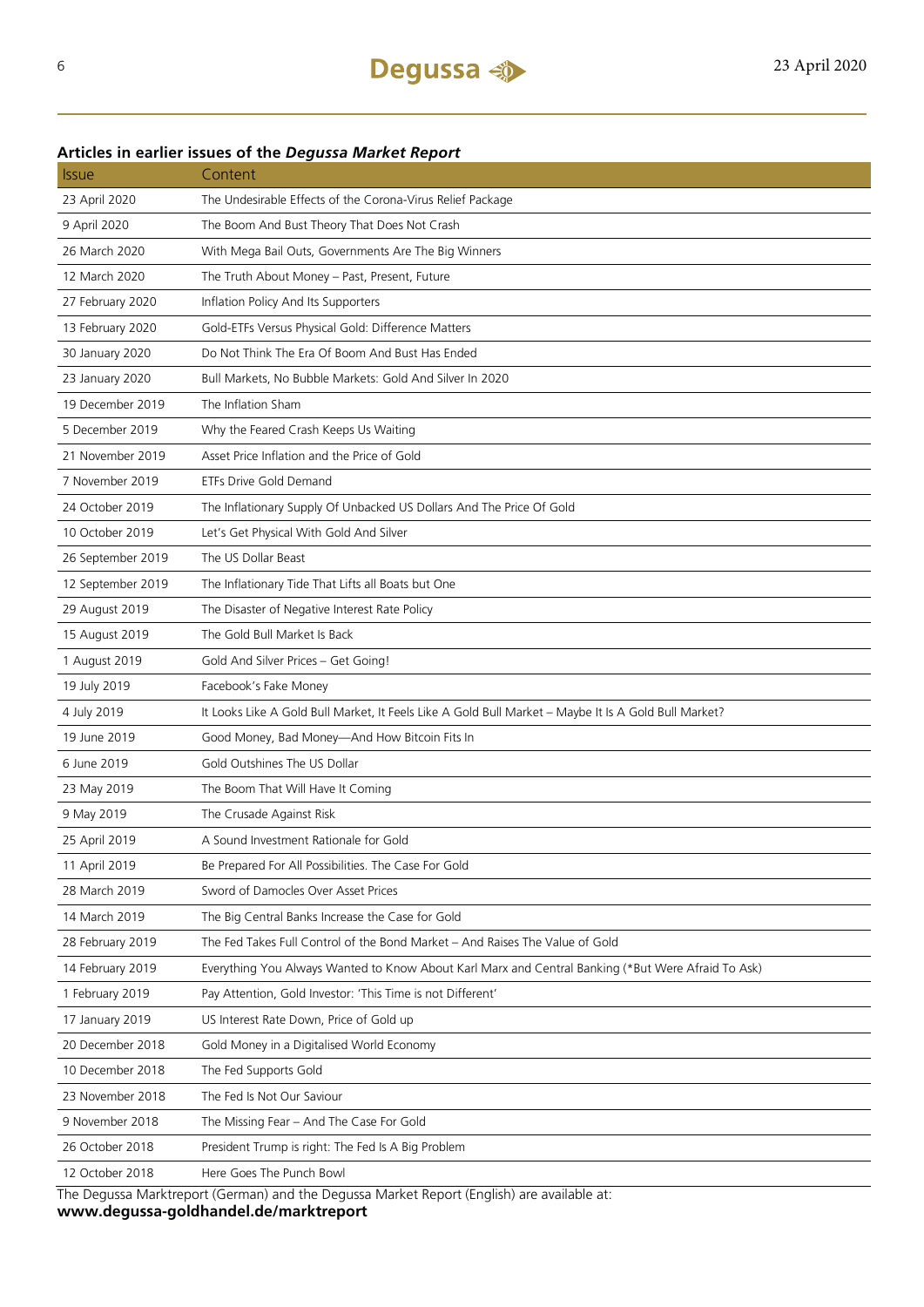## Articles in earlier issues of the *Degussa Market Report*

| Issue | Content |
|---|---|
| 23 April 2020 | The Undesirable Effects of the Corona-Virus Relief Package |
| 9 April 2020 | The Boom And Bust Theory That Does Not Crash |
| 26 March 2020 | With Mega Bail Outs, Governments Are The Big Winners |
| 12 March 2020 | The Truth About Money – Past, Present, Future |
| 27 February 2020 | Inflation Policy And Its Supporters |
| 13 February 2020 | Gold-ETFs Versus Physical Gold: Difference Matters |
| 30 January 2020 | Do Not Think The Era Of Boom And Bust Has Ended |
| 23 January 2020 | Bull Markets, No Bubble Markets: Gold And Silver In 2020 |
| 19 December 2019 | The Inflation Sham |
| 5 December 2019 | Why the Feared Crash Keeps Us Waiting |
| 21 November 2019 | Asset Price Inflation and the Price of Gold |
| 7 November 2019 | ETFs Drive Gold Demand |
| 24 October 2019 | The Inflationary Supply Of Unbacked US Dollars And The Price Of Gold |
| 10 October 2019 | Let's Get Physical With Gold And Silver |
| 26 September 2019 | The US Dollar Beast |
| 12 September 2019 | The Inflationary Tide That Lifts all Boats but One |
| 29 August 2019 | The Disaster of Negative Interest Rate Policy |
| 15 August 2019 | The Gold Bull Market Is Back |
| 1 August 2019 | Gold And Silver Prices – Get Going! |
| 19 July 2019 | Facebook's Fake Money |
| 4 July 2019 | It Looks Like A Gold Bull Market, It Feels Like A Gold Bull Market – Maybe It Is A Gold Bull Market? |
| 19 June 2019 | Good Money, Bad Money—And How Bitcoin Fits In |
| 6 June 2019 | Gold Outshines The US Dollar |
| 23 May 2019 | The Boom That Will Have It Coming |
| 9 May 2019 | The Crusade Against Risk |
| 25 April 2019 | A Sound Investment Rationale for Gold |
| 11 April 2019 | Be Prepared For All Possibilities. The Case For Gold |
| 28 March 2019 | Sword of Damocles Over Asset Prices |
| 14 March 2019 | The Big Central Banks Increase the Case for Gold |
| 28 February 2019 | The Fed Takes Full Control of the Bond Market – And Raises The Value of Gold |
| 14 February 2019 | Everything You Always Wanted to Know About Karl Marx and Central Banking (*But Were Afraid To Ask) |
| 1 February 2019 | Pay Attention, Gold Investor: 'This Time is not Different' |
| 17 January 2019 | US Interest Rate Down, Price of Gold up |
| 20 December 2018 | Gold Money in a Digitalised World Economy |
| 10 December 2018 | The Fed Supports Gold |
| 23 November 2018 | The Fed Is Not Our Saviour |
| 9 November 2018 | The Missing Fear – And The Case For Gold |
| 26 October 2018 | President Trump is right: The Fed Is A Big Problem |
| 12 October 2018 | Here Goes The Punch Bowl |

The Degussa Marktreport (German) and the Degussa Market Report (English) are available at:
**www.degussa-goldhandel.de/marktreport**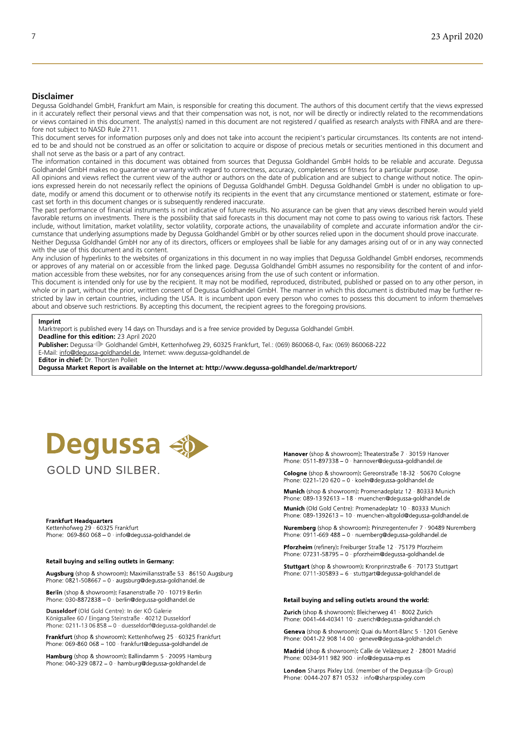## Disclaimer

Degussa Goldhandel GmbH, Frankfurt am Main, is responsible for creating this document. The authors of this document certify that the views expressed in it accurately reflect their personal views and that their compensation was not, is not, nor will be directly or indirectly related to the recommendations or views contained in this document. The analyst(s) named in this document are not registered / qualified as research analysts with FINRA and are therefore not subject to NASD Rule 2711.

This document serves for information purposes only and does not take into account the recipient's particular circumstances. Its contents are not intended to be and should not be construed as an offer or solicitation to acquire or dispose of precious metals or securities mentioned in this document and shall not serve as the basis or a part of any contract.

The information contained in this document was obtained from sources that Degussa Goldhandel GmbH holds to be reliable and accurate. Degussa Goldhandel GmbH makes no guarantee or warranty with regard to correctness, accuracy, completeness or fitness for a particular purpose.

All opinions and views reflect the current view of the author or authors on the date of publication and are subject to change without notice. The opinions expressed herein do not necessarily reflect the opinions of Degussa Goldhandel GmbH. Degussa Goldhandel GmbH is under no obligation to update, modify or amend this document or to otherwise notify its recipients in the event that any circumstance mentioned or statement, estimate or forecast set forth in this document changes or is subsequently rendered inaccurate.

The past performance of financial instruments is not indicative of future results. No assurance can be given that any views described herein would yield favorable returns on investments. There is the possibility that said forecasts in this document may not come to pass owing to various risk factors. These include, without limitation, market volatility, sector volatility, corporate actions, the unavailability of complete and accurate information and/or the circumstance that underlying assumptions made by Degussa Goldhandel GmbH or by other sources relied upon in the document should prove inaccurate.

Neither Degussa Goldhandel GmbH nor any of its directors, officers or employees shall be liable for any damages arising out of or in any way connected with the use of this document and its content.

Any inclusion of hyperlinks to the websites of organizations in this document in no way implies that Degussa Goldhandel GmbH endorses, recommends or approves of any material on or accessible from the linked page. Degussa Goldhandel GmbH assumes no responsibility for the content of and information accessible from these websites, nor for any consequences arising from the use of such content or information.

This document is intended only for use by the recipient. It may not be modified, reproduced, distributed, published or passed on to any other person, in whole or in part, without the prior, written consent of Degussa Goldhandel GmbH. The manner in which this document is distributed may be further restricted by law in certain countries, including the USA. It is incumbent upon every person who comes to possess this document to inform themselves about and observe such restrictions. By accepting this document, the recipient agrees to the foregoing provisions.

**Imprint**

Marktreport is published every 14 days on Thursdays and is a free service provided by Degussa Goldhandel GmbH.

**Deadline for this edition:** 23 April 2020

**Publisher:** Degussa Goldhandel GmbH, Kettenhofweg 29, 60325 Frankfurt, Tel.: (069) 860068-0, Fax: (069) 860068-222

E-Mail: info@degussa-goldhandel.de, Internet: www.degussa-goldhandel.de

**Editor in chief:** Dr. Thorsten Polleit

**Degussa Market Report is available on the Internet at: http://www.degussa-goldhandel.de/marktreport/**

Degussa
GOLD UND SILBER.

**Frankfurt Headquarters**
Kettenhofweg 29 · 60325 Frankfurt
Phone: 069-860 068 – 0 · info@degussa-goldhandel.de

**Retail buying and selling outlets in Germany:**

**Augsburg** (shop & showroom)**:** Maximiliansstraße 53 · 86150 Augsburg
Phone: 0821-508667 – 0 · augsburg@degussa-goldhandel.de

**Berlin** (shop & showroom)**:** Fasanenstraße 70 · 10719 Berlin
Phone: 030-8872838 – 0 · berlin@degussa-goldhandel.de

**Dusseldorf** (Old Gold Centre): In der KÖ Galerie
Königsallee 60 / Eingang Steinstraße · 40212 Dusseldorf
Phone: 0211-13 06 858 – 0 · duesseldorf@degussa-goldhandel.de

**Frankfurt** (shop & showroom)**:** Kettenhofweg 25 · 60325 Frankfurt
Phone: 069-860 068 – 100 · frankfurt@degussa-goldhandel.de

**Hamburg** (shop & showroom)**:** Ballindamm 5 · 20095 Hamburg
Phone: 040-329 0872 – 0 · hamburg@degussa-goldhandel.de

**Hanover** (shop & showroom)**:** Theaterstraße 7 · 30159 Hanover
Phone: 0511-897338 – 0 · hannover@degussa-goldhandel.de

**Cologne** (shop & showroom)**:** Gereonstraße 18-32 · 50670 Cologne
Phone: 0221-120 620 – 0 · koeln@degussa-goldhandel.de

**Munich** (shop & showroom)**:** Promenadeplatz 12 · 80333 Munich
Phone: 089-13 92613 – 18 · muenchen@degussa-goldhandel.de

**Munich** (Old Gold Centre): Promenadeplatz 10 · 80333 Munich
Phone: 089-1392613 – 10 · muenchen-altgold@degussa-goldhandel.de

**Nuremberg** (shop & showroom)**:** Prinzregentenufer 7 · 90489 Nuremberg
Phone: 0911-669 488 – 0 · nuernberg@degussa-goldhandel.de

**Pforzheim** (refinery)**:** Freiburger Straße 12 · 75179 Pforzheim
Phone: 07231-58795 – 0 · pforzheim@degussa-goldhandel.de

**Stuttgart** (shop & showroom)**:** Kronprinzstraße 6 · 70173 Stuttgart
Phone: 0711-305893 – 6 · stuttgart@degussa-goldhandel.de

**Retail buying and selling outlets around the world:**

**Zurich** (shop & showroom)**:** Bleicherweg 41 · 8002 Zurich
Phone: 0041-44-40341 10 · zuerich@degussa-goldhandel.ch

**Geneva** (shop & showroom)**:** Quai du Mont-Blanc 5 · 1201 Genève
Phone: 0041-22 908 14 00 · geneve@degussa-goldhandel.ch

**Madrid** (shop & showroom)**:** Calle de Velázquez 2 · 28001 Madrid
Phone: 0034-911 982 900 · info@degussa-mp.es

**London** Sharps Pixley Ltd. (member of the Degussa Group)
Phone: 0044-207 871 0532 · info@sharpspixley.com